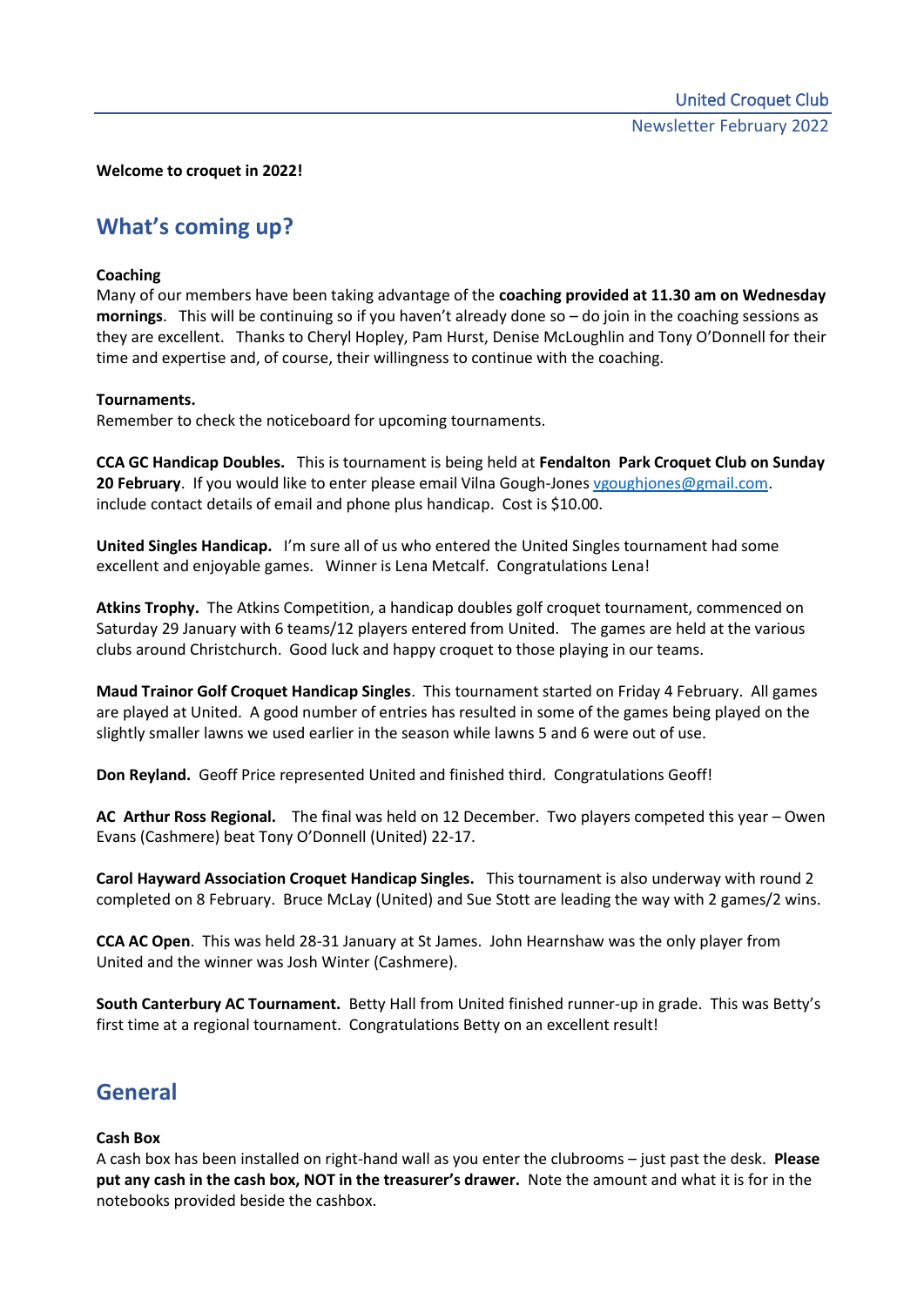United Croquet Club

Newsletter February 2022

**Welcome to croquet in 2022!**

## What's coming up?

**Coaching**
Many of our members have been taking advantage of the **coaching provided at 11.30 am on Wednesday mornings**. This will be continuing so if you haven't already done so – do join in the coaching sessions as they are excellent. Thanks to Cheryl Hopley, Pam Hurst, Denise McLoughlin and Tony O'Donnell for their time and expertise and, of course, their willingness to continue with the coaching.

**Tournaments.**
Remember to check the noticeboard for upcoming tournaments.

**CCA GC Handicap Doubles.** This is tournament is being held at **Fendalton Park Croquet Club on Sunday 20 February**. If you would like to enter please email Vilna Gough-Jones vgoughjones@gmail.com. include contact details of email and phone plus handicap. Cost is $10.00.

**United Singles Handicap.** I'm sure all of us who entered the United Singles tournament had some excellent and enjoyable games. Winner is Lena Metcalf. Congratulations Lena!

**Atkins Trophy.** The Atkins Competition, a handicap doubles golf croquet tournament, commenced on Saturday 29 January with 6 teams/12 players entered from United. The games are held at the various clubs around Christchurch. Good luck and happy croquet to those playing in our teams.

**Maud Trainor Golf Croquet Handicap Singles**. This tournament started on Friday 4 February. All games are played at United. A good number of entries has resulted in some of the games being played on the slightly smaller lawns we used earlier in the season while lawns 5 and 6 were out of use.

**Don Reyland.** Geoff Price represented United and finished third. Congratulations Geoff!

**AC Arthur Ross Regional.** The final was held on 12 December. Two players competed this year – Owen Evans (Cashmere) beat Tony O'Donnell (United) 22-17.

**Carol Hayward Association Croquet Handicap Singles.** This tournament is also underway with round 2 completed on 8 February. Bruce McLay (United) and Sue Stott are leading the way with 2 games/2 wins.

**CCA AC Open**. This was held 28-31 January at St James. John Hearnshaw was the only player from United and the winner was Josh Winter (Cashmere).

**South Canterbury AC Tournament.** Betty Hall from United finished runner-up in grade. This was Betty's first time at a regional tournament. Congratulations Betty on an excellent result!

## General

**Cash Box**
A cash box has been installed on right-hand wall as you enter the clubrooms – just past the desk. **Please put any cash in the cash box, NOT in the treasurer's drawer.** Note the amount and what it is for in the notebooks provided beside the cashbox.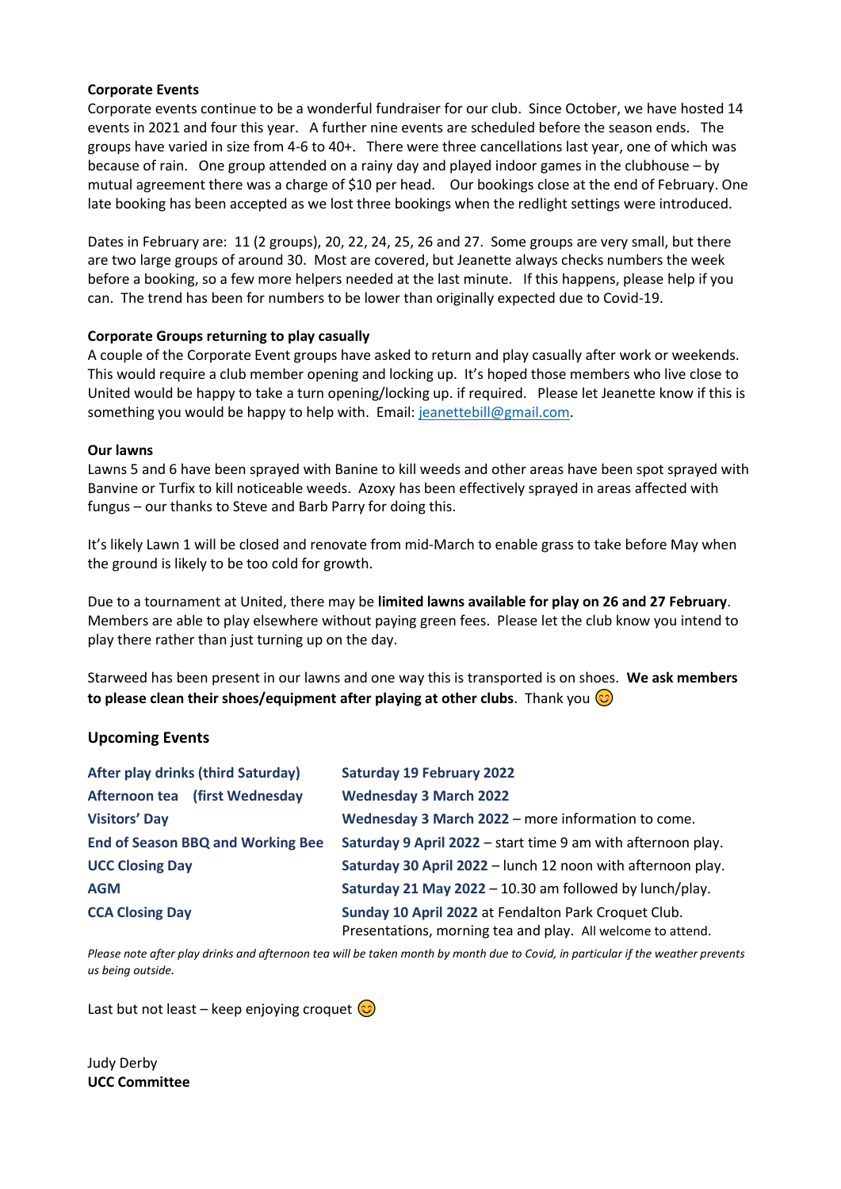**Corporate Events**

Corporate events continue to be a wonderful fundraiser for our club. Since October, we have hosted 14 events in 2021 and four this year. A further nine events are scheduled before the season ends. The groups have varied in size from 4-6 to 40+. There were three cancellations last year, one of which was because of rain. One group attended on a rainy day and played indoor games in the clubhouse – by mutual agreement there was a charge of $10 per head. Our bookings close at the end of February. One late booking has been accepted as we lost three bookings when the redlight settings were introduced.

Dates in February are: 11 (2 groups), 20, 22, 24, 25, 26 and 27. Some groups are very small, but there are two large groups of around 30. Most are covered, but Jeanette always checks numbers the week before a booking, so a few more helpers needed at the last minute. If this happens, please help if you can. The trend has been for numbers to be lower than originally expected due to Covid-19.

**Corporate Groups returning to play casually**

A couple of the Corporate Event groups have asked to return and play casually after work or weekends. This would require a club member opening and locking up. It's hoped those members who live close to United would be happy to take a turn opening/locking up. if required. Please let Jeanette know if this is something you would be happy to help with. Email: jeanettebill@gmail.com.

**Our lawns**

Lawns 5 and 6 have been sprayed with Banine to kill weeds and other areas have been spot sprayed with Banvine or Turfix to kill noticeable weeds. Azoxy has been effectively sprayed in areas affected with fungus – our thanks to Steve and Barb Parry for doing this.

It's likely Lawn 1 will be closed and renovate from mid-March to enable grass to take before May when the ground is likely to be too cold for growth.

Due to a tournament at United, there may be **limited lawns available for play on 26 and 27 February**. Members are able to play elsewhere without paying green fees. Please let the club know you intend to play there rather than just turning up on the day.

Starweed has been present in our lawns and one way this is transported is on shoes. **We ask members to please clean their shoes/equipment after playing at other clubs**. Thank you 😊

## Upcoming Events

| | |
|---|---|
| **After play drinks (third Saturday)** | **Saturday 19 February 2022** |
| **Afternoon tea (first Wednesday** | **Wednesday 3 March 2022** |
| **Visitors' Day** | **Wednesday 3 March 2022** – more information to come. |
| **End of Season BBQ and Working Bee** | **Saturday 9 April 2022** – start time 9 am with afternoon play. |
| **UCC Closing Day** | **Saturday 30 April 2022** – lunch 12 noon with afternoon play. |
| **AGM** | **Saturday 21 May 2022** – 10.30 am followed by lunch/play. |
| **CCA Closing Day** | **Sunday 10 April 2022** at Fendalton Park Croquet Club. Presentations, morning tea and play. All welcome to attend. |

*Please note after play drinks and afternoon tea will be taken month by month due to Covid, in particular if the weather prevents us being outside.*

Last but not least – keep enjoying croquet 😊

Judy Derby
**UCC Committee**